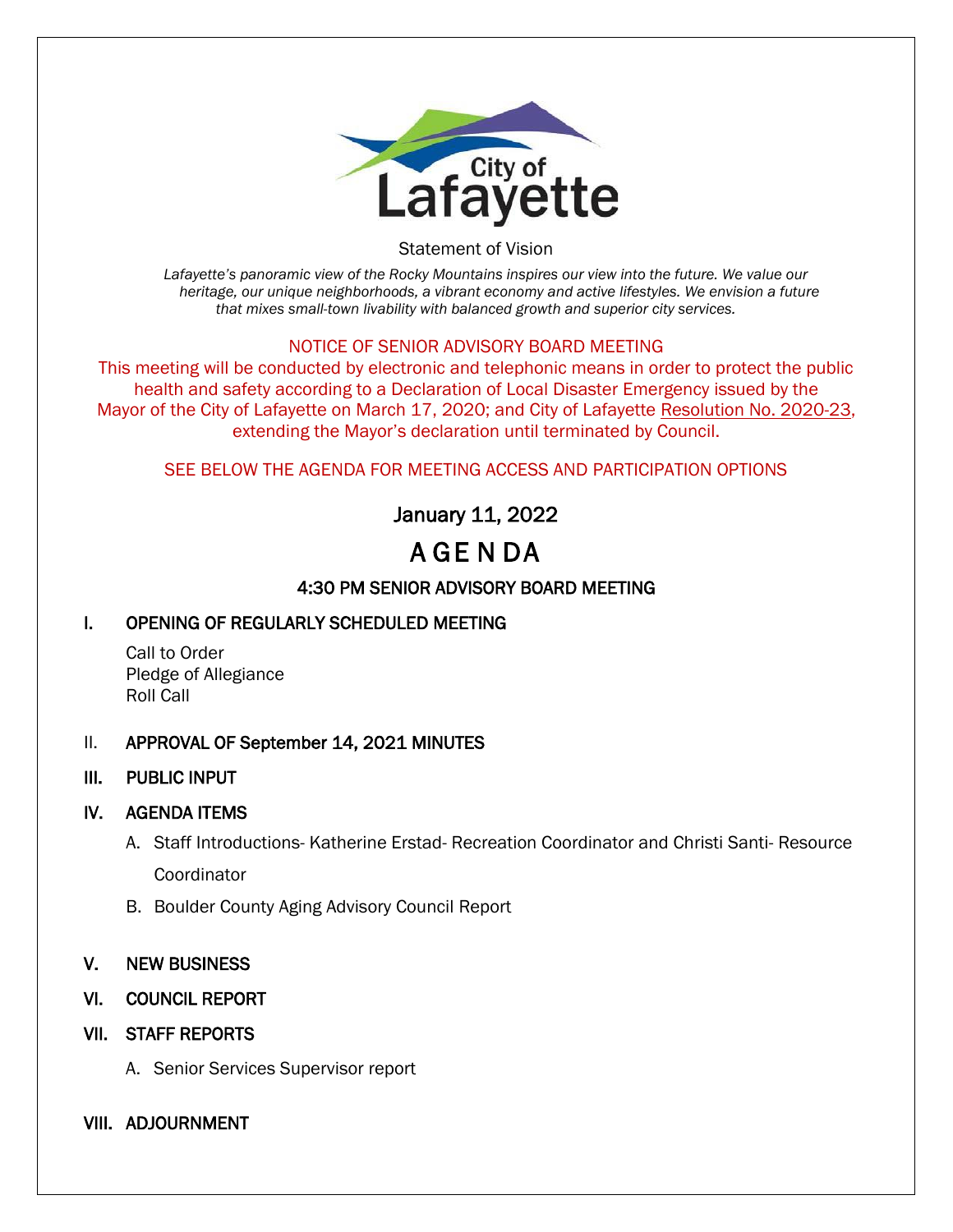City of Lafayette

Statement of Vision

*Lafayette's panoramic view of the Rocky Mountains inspires our view into the future. We value our heritage, our unique neighborhoods, a vibrant economy and active lifestyles. We envision a future that mixes small-town livability with balanced growth and superior city services.*

NOTICE OF SENIOR ADVISORY BOARD MEETING

This meeting will be conducted by electronic and telephonic means in order to protect the public health and safety according to a Declaration of Local Disaster Emergency issued by the Mayor of the City of Lafayette on March 17, 2020; and City of Lafayette Resolution No. 2020-23, extending the Mayor's declaration until terminated by Council.

SEE BELOW THE AGENDA FOR MEETING ACCESS AND PARTICIPATION OPTIONS

January 11, 2022

# AGENDA

## 4:30 PM SENIOR ADVISORY BOARD MEETING

**I. OPENING OF REGULARLY SCHEDULED MEETING**

Call to Order
Pledge of Allegiance
Roll Call

**II. APPROVAL OF September 14, 2021 MINUTES**

**III. PUBLIC INPUT**

**IV. AGENDA ITEMS**

A. Staff Introductions- Katherine Erstad- Recreation Coordinator and Christi Santi- Resource Coordinator

B. Boulder County Aging Advisory Council Report

**V. NEW BUSINESS**

**VI. COUNCIL REPORT**

**VII. STAFF REPORTS**

A. Senior Services Supervisor report

**VIII. ADJOURNMENT**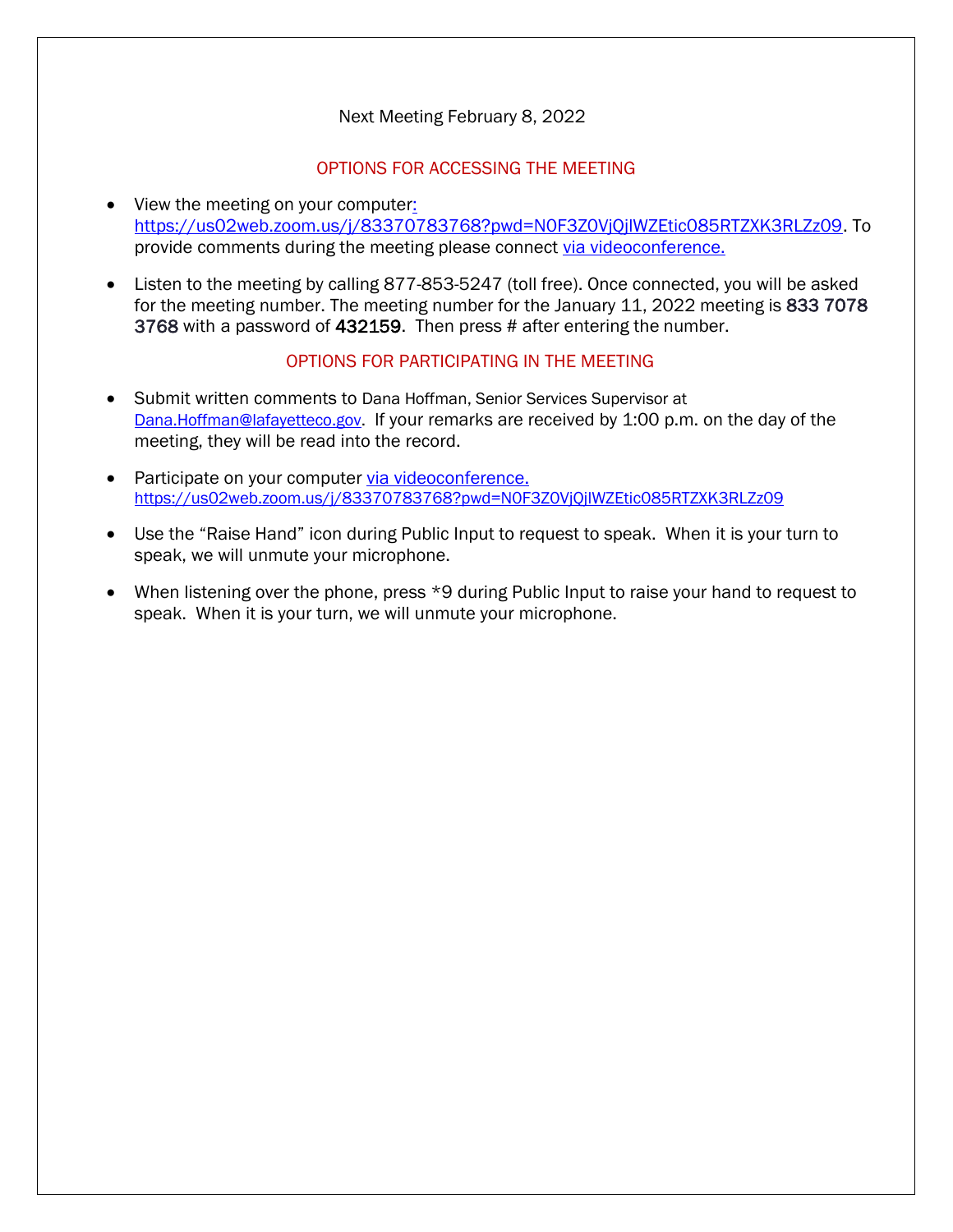Next Meeting February 8, 2022

OPTIONS FOR ACCESSING THE MEETING

- View the meeting on your computer: https://us02web.zoom.us/j/83370783768?pwd=N0F3Z0VjQjlWZEtic085RTZXK3RLZz09. To provide comments during the meeting please connect via videoconference.
- Listen to the meeting by calling 877-853-5247 (toll free). Once connected, you will be asked for the meeting number. The meeting number for the January 11, 2022 meeting is **833 7078 3768** with a password of **432159**. Then press # after entering the number.

OPTIONS FOR PARTICIPATING IN THE MEETING

- Submit written comments to Dana Hoffman, Senior Services Supervisor at Dana.Hoffman@lafayetteco.gov. If your remarks are received by 1:00 p.m. on the day of the meeting, they will be read into the record.
- Participate on your computer via videoconference. https://us02web.zoom.us/j/83370783768?pwd=N0F3Z0VjQjlWZEtic085RTZXK3RLZz09
- Use the "Raise Hand" icon during Public Input to request to speak. When it is your turn to speak, we will unmute your microphone.
- When listening over the phone, press *9 during Public Input to raise your hand to request to speak. When it is your turn, we will unmute your microphone.